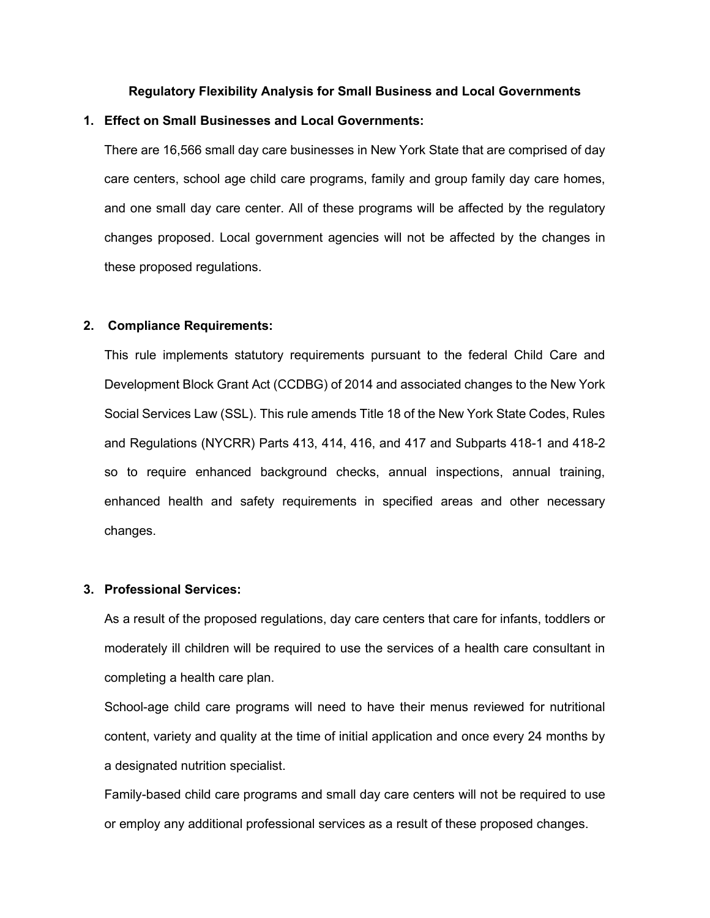# Regulatory Flexibility Analysis for Small Business and Local Governments

## 1. Effect on Small Businesses and Local Governments:

There are 16,566 small day care businesses in New York State that are comprised of day care centers, school age child care programs, family and group family day care homes, and one small day care center. All of these programs will be affected by the regulatory changes proposed. Local government agencies will not be affected by the changes in these proposed regulations.

## 2. Compliance Requirements:

This rule implements statutory requirements pursuant to the federal Child Care and Development Block Grant Act (CCDBG) of 2014 and associated changes to the New York Social Services Law (SSL). This rule amends Title 18 of the New York State Codes, Rules and Regulations (NYCRR) Parts 413, 414, 416, and 417 and Subparts 418-1 and 418-2 so to require enhanced background checks, annual inspections, annual training, enhanced health and safety requirements in specified areas and other necessary changes.

## 3. Professional Services:

As a result of the proposed regulations, day care centers that care for infants, toddlers or moderately ill children will be required to use the services of a health care consultant in completing a health care plan.

School-age child care programs will need to have their menus reviewed for nutritional content, variety and quality at the time of initial application and once every 24 months by a designated nutrition specialist.

Family-based child care programs and small day care centers will not be required to use or employ any additional professional services as a result of these proposed changes.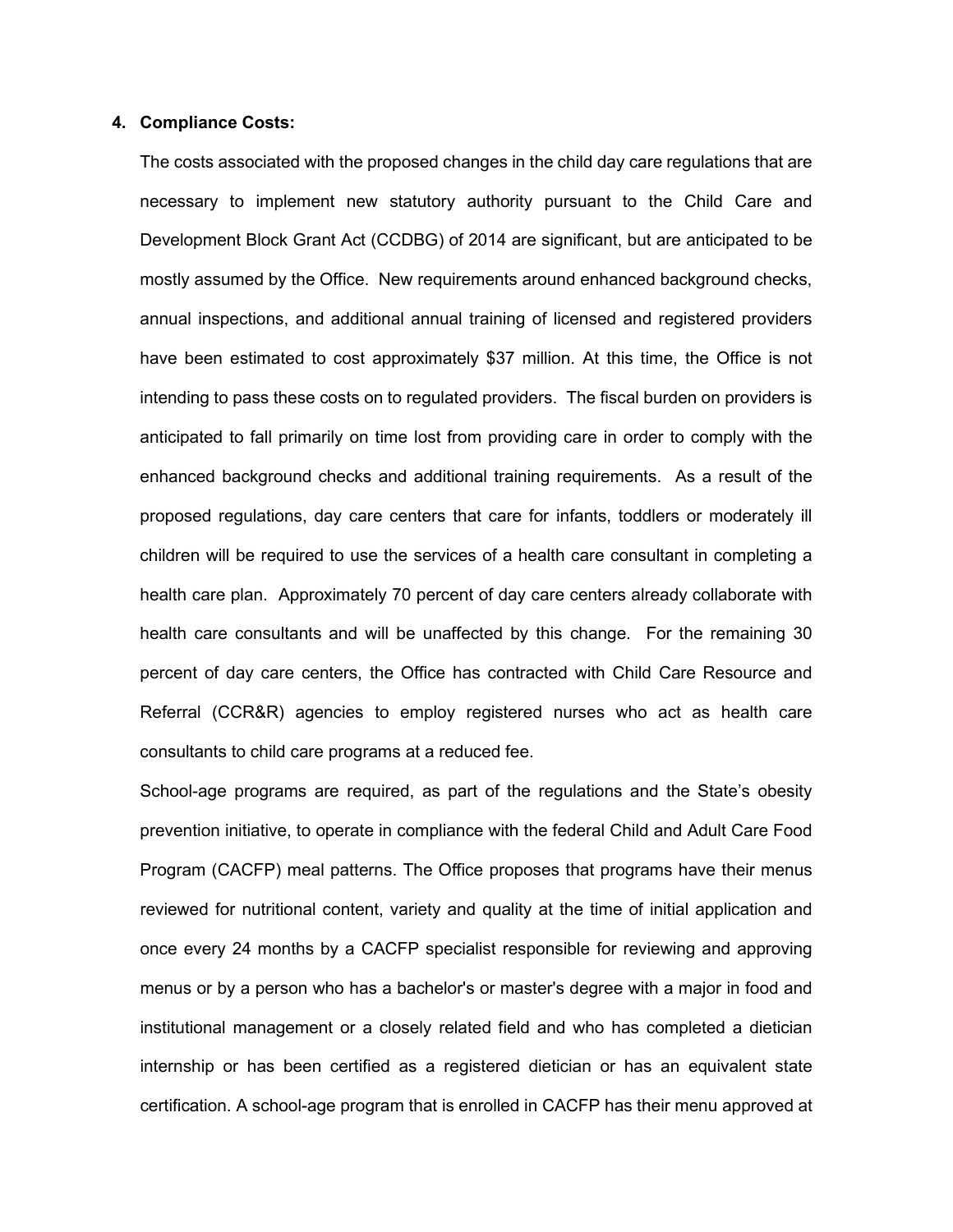4. **Compliance Costs:**

   The costs associated with the proposed changes in the child day care regulations that are necessary to implement new statutory authority pursuant to the Child Care and Development Block Grant Act (CCDBG) of 2014 are significant, but are anticipated to be mostly assumed by the Office. New requirements around enhanced background checks, annual inspections, and additional annual training of licensed and registered providers have been estimated to cost approximately $37 million. At this time, the Office is not intending to pass these costs on to regulated providers. The fiscal burden on providers is anticipated to fall primarily on time lost from providing care in order to comply with the enhanced background checks and additional training requirements. As a result of the proposed regulations, day care centers that care for infants, toddlers or moderately ill children will be required to use the services of a health care consultant in completing a health care plan. Approximately 70 percent of day care centers already collaborate with health care consultants and will be unaffected by this change. For the remaining 30 percent of day care centers, the Office has contracted with Child Care Resource and Referral (CCR&R) agencies to employ registered nurses who act as health care consultants to child care programs at a reduced fee.

   School-age programs are required, as part of the regulations and the State's obesity prevention initiative, to operate in compliance with the federal Child and Adult Care Food Program (CACFP) meal patterns. The Office proposes that programs have their menus reviewed for nutritional content, variety and quality at the time of initial application and once every 24 months by a CACFP specialist responsible for reviewing and approving menus or by a person who has a bachelor's or master's degree with a major in food and institutional management or a closely related field and who has completed a dietician internship or has been certified as a registered dietician or has an equivalent state certification. A school-age program that is enrolled in CACFP has their menu approved at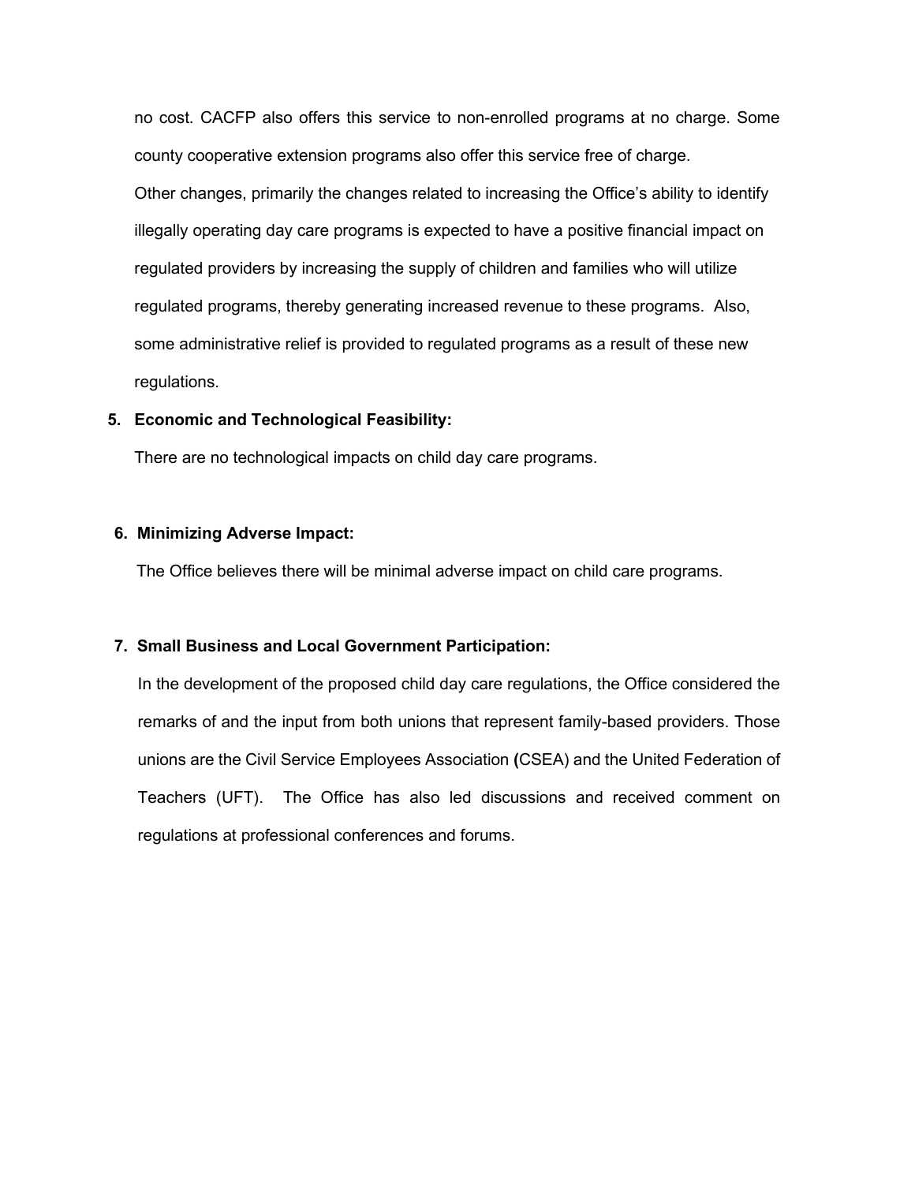no cost. CACFP also offers this service to non-enrolled programs at no charge. Some county cooperative extension programs also offer this service free of charge.

Other changes, primarily the changes related to increasing the Office's ability to identify illegally operating day care programs is expected to have a positive financial impact on regulated providers by increasing the supply of children and families who will utilize regulated programs, thereby generating increased revenue to these programs. Also, some administrative relief is provided to regulated programs as a result of these new regulations.

5. **Economic and Technological Feasibility:**

   There are no technological impacts on child day care programs.

6. **Minimizing Adverse Impact:**

   The Office believes there will be minimal adverse impact on child care programs.

7. **Small Business and Local Government Participation:**

   In the development of the proposed child day care regulations, the Office considered the remarks of and the input from both unions that represent family-based providers. Those unions are the Civil Service Employees Association **(**CSEA) and the United Federation of Teachers (UFT). The Office has also led discussions and received comment on regulations at professional conferences and forums.